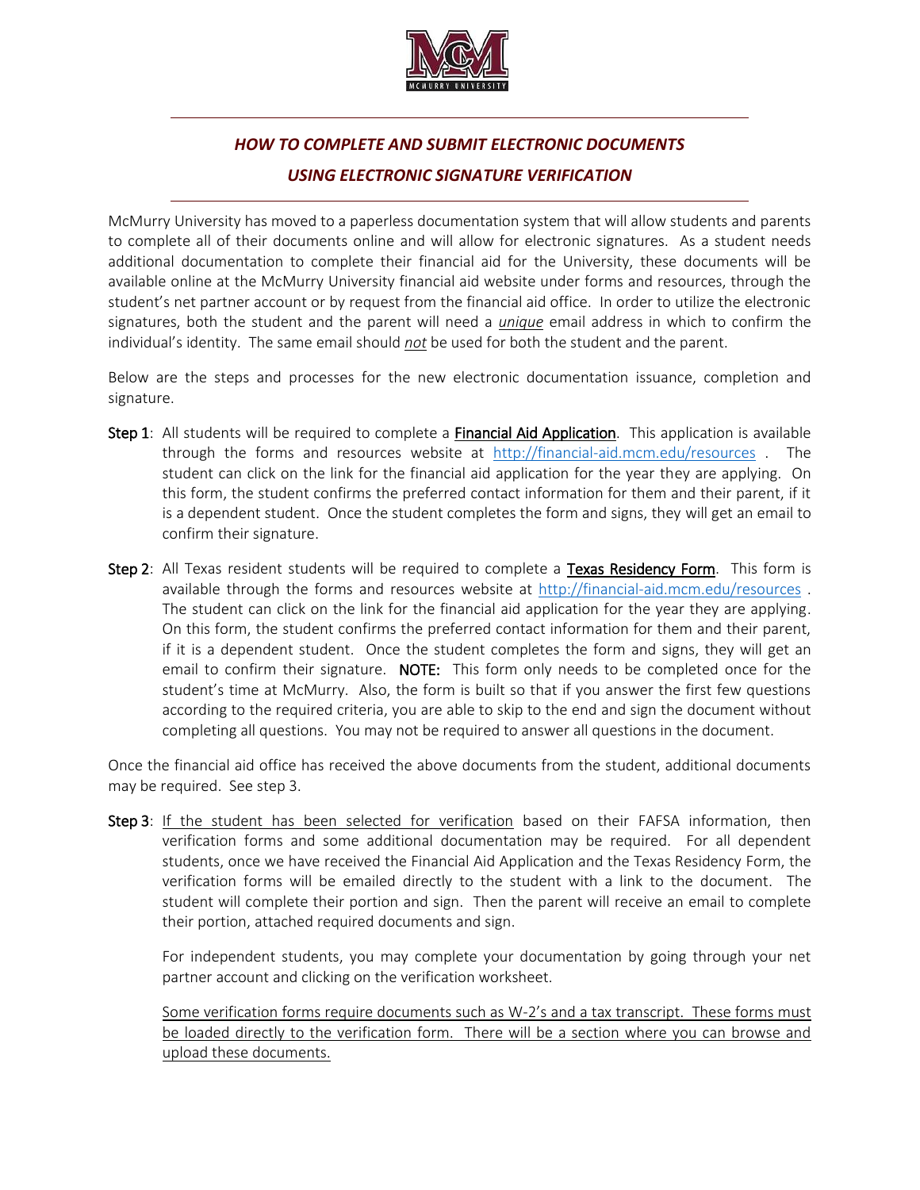## *HOW TO COMPLETE AND SUBMIT ELECTRONIC DOCUMENTS*
## *USING ELECTRONIC SIGNATURE VERIFICATION*

McMurry University has moved to a paperless documentation system that will allow students and parents to complete all of their documents online and will allow for electronic signatures. As a student needs additional documentation to complete their financial aid for the University, these documents will be available online at the McMurry University financial aid website under forms and resources, through the student's net partner account or by request from the financial aid office. In order to utilize the electronic signatures, both the student and the parent will need a ***unique*** email address in which to confirm the individual's identity. The same email should ***not*** be used for both the student and the parent.

Below are the steps and processes for the new electronic documentation issuance, completion and signature.

**Step 1**: All students will be required to complete a **Financial Aid Application**. This application is available through the forms and resources website at http://financial-aid.mcm.edu/resources . The student can click on the link for the financial aid application for the year they are applying. On this form, the student confirms the preferred contact information for them and their parent, if it is a dependent student. Once the student completes the form and signs, they will get an email to confirm their signature.

**Step 2**: All Texas resident students will be required to complete a **Texas Residency Form**. This form is available through the forms and resources website at http://financial-aid.mcm.edu/resources . The student can click on the link for the financial aid application for the year they are applying. On this form, the student confirms the preferred contact information for them and their parent, if it is a dependent student. Once the student completes the form and signs, they will get an email to confirm their signature. **NOTE:** This form only needs to be completed once for the student's time at McMurry. Also, the form is built so that if you answer the first few questions according to the required criteria, you are able to skip to the end and sign the document without completing all questions. You may not be required to answer all questions in the document.

Once the financial aid office has received the above documents from the student, additional documents may be required. See step 3.

**Step 3**: If the student has been selected for verification based on their FAFSA information, then verification forms and some additional documentation may be required. For all dependent students, once we have received the Financial Aid Application and the Texas Residency Form, the verification forms will be emailed directly to the student with a link to the document. The student will complete their portion and sign. Then the parent will receive an email to complete their portion, attached required documents and sign.

For independent students, you may complete your documentation by going through your net partner account and clicking on the verification worksheet.

Some verification forms require documents such as W-2's and a tax transcript. These forms must be loaded directly to the verification form. There will be a section where you can browse and upload these documents.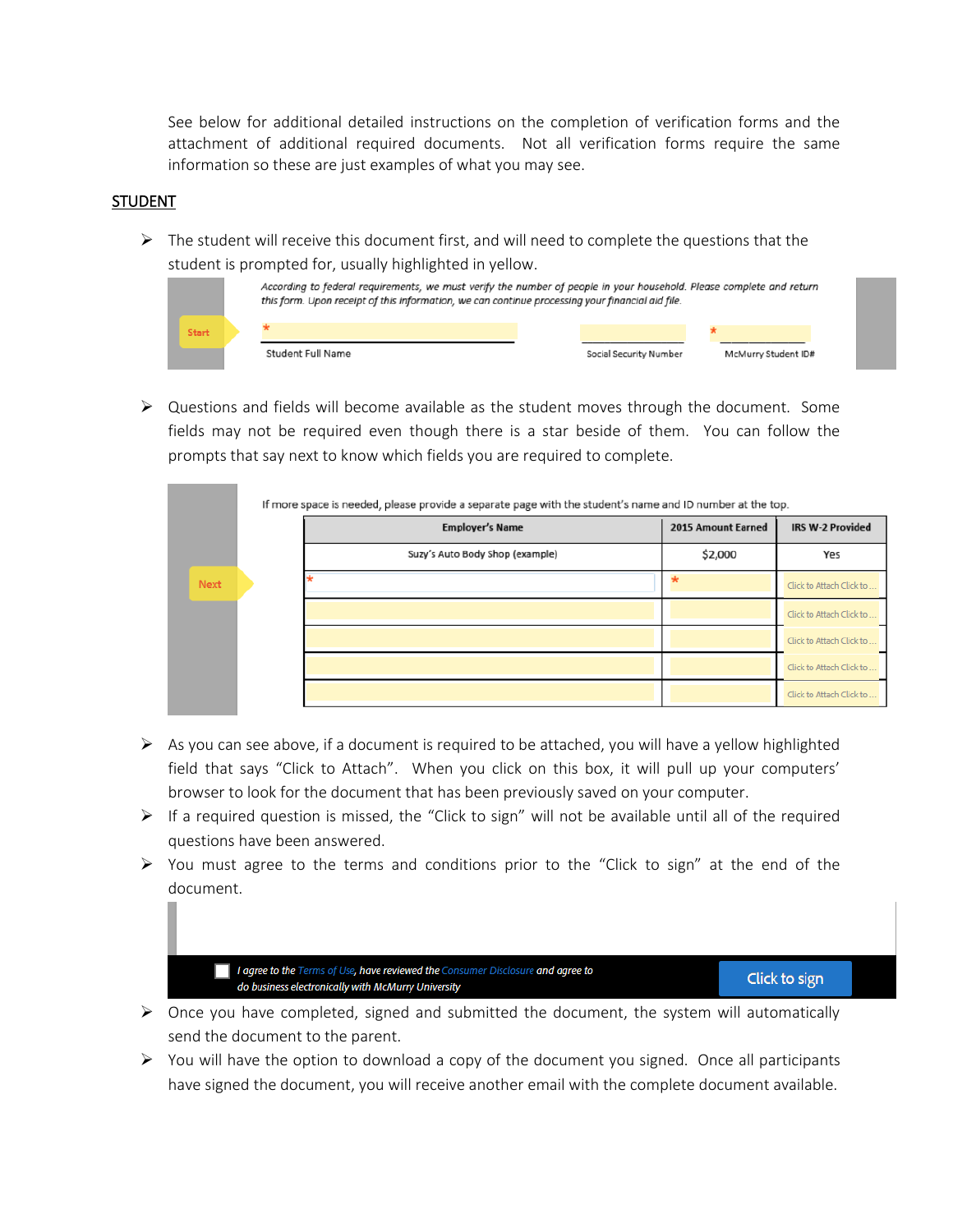See below for additional detailed instructions on the completion of verification forms and the attachment of additional required documents. Not all verification forms require the same information so these are just examples of what you may see.

## STUDENT

- The student will receive this document first, and will need to complete the questions that the student is prompted for, usually highlighted in yellow.

*According to federal requirements, we must verify the number of people in your household. Please complete and return this form. Upon receipt of this information, we can continue processing your financial aid file.*

Start

| * | | * |
|---|---|---|
| Student Full Name | Social Security Number | McMurry Student ID# |

- Questions and fields will become available as the student moves through the document. Some fields may not be required even though there is a star beside of them. You can follow the prompts that say next to know which fields you are required to complete.

If more space is needed, please provide a separate page with the student's name and ID number at the top.

Next

| Employer's Name | 2015 Amount Earned | IRS W-2 Provided |
|---|---|---|
| Suzy's Auto Body Shop (example) | $2,000 | Yes |
| * | * | Click to Attach Click to ... |
| | | Click to Attach Click to ... |
| | | Click to Attach Click to ... |
| | | Click to Attach Click to ... |
| | | Click to Attach Click to ... |

- As you can see above, if a document is required to be attached, you will have a yellow highlighted field that says "Click to Attach". When you click on this box, it will pull up your computers' browser to look for the document that has been previously saved on your computer.
- If a required question is missed, the "Click to sign" will not be available until all of the required questions have been answered.
- You must agree to the terms and conditions prior to the "Click to sign" at the end of the document.

*I agree to the Terms of Use, have reviewed the Consumer Disclosure and agree to do business electronically with McMurry University*

Click to sign

- Once you have completed, signed and submitted the document, the system will automatically send the document to the parent.
- You will have the option to download a copy of the document you signed. Once all participants have signed the document, you will receive another email with the complete document available.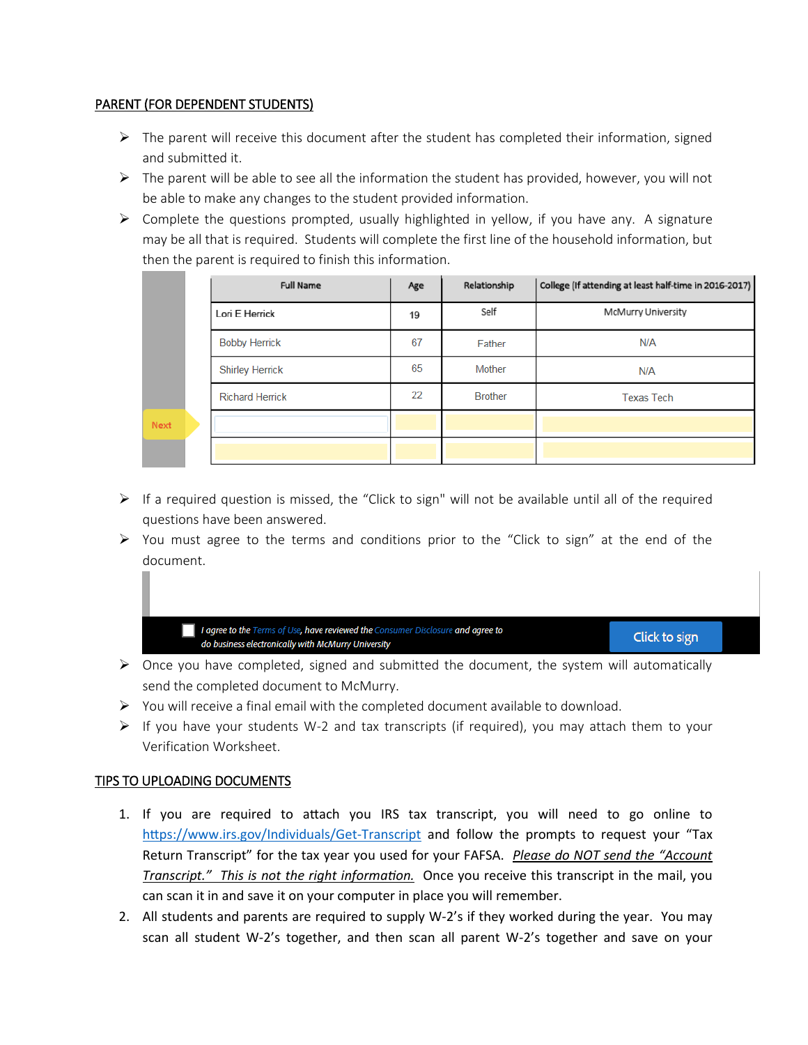## PARENT (FOR DEPENDENT STUDENTS)

- The parent will receive this document after the student has completed their information, signed and submitted it.
- The parent will be able to see all the information the student has provided, however, you will not be able to make any changes to the student provided information.
- Complete the questions prompted, usually highlighted in yellow, if you have any. A signature may be all that is required. Students will complete the first line of the household information, but then the parent is required to finish this information.

| Full Name | Age | Relationship | College (If attending at least half-time in 2016-2017) |
|---|---|---|---|
| Lori E Herrick | 19 | Self | McMurry University |
| Bobby Herrick | 67 | Father | N/A |
| Shirley Herrick | 65 | Mother | N/A |
| Richard Herrick | 22 | Brother | Texas Tech |
| | | | |
| | | | |

Next

- If a required question is missed, the "Click to sign" will not be available until all of the required questions have been answered.
- You must agree to the terms and conditions prior to the "Click to sign" at the end of the document.

*I agree to the Terms of Use, have reviewed the Consumer Disclosure and agree to do business electronically with McMurry University* Click to sign

- Once you have completed, signed and submitted the document, the system will automatically send the completed document to McMurry.
- You will receive a final email with the completed document available to download.
- If you have your students W-2 and tax transcripts (if required), you may attach them to your Verification Worksheet.

## TIPS TO UPLOADING DOCUMENTS

1. If you are required to attach you IRS tax transcript, you will need to go online to https://www.irs.gov/Individuals/Get-Transcript and follow the prompts to request your "Tax Return Transcript" for the tax year you used for your FAFSA. *Please do NOT send the "Account Transcript." This is not the right information.* Once you receive this transcript in the mail, you can scan it in and save it on your computer in place you will remember.
2. All students and parents are required to supply W-2's if they worked during the year. You may scan all student W-2's together, and then scan all parent W-2's together and save on your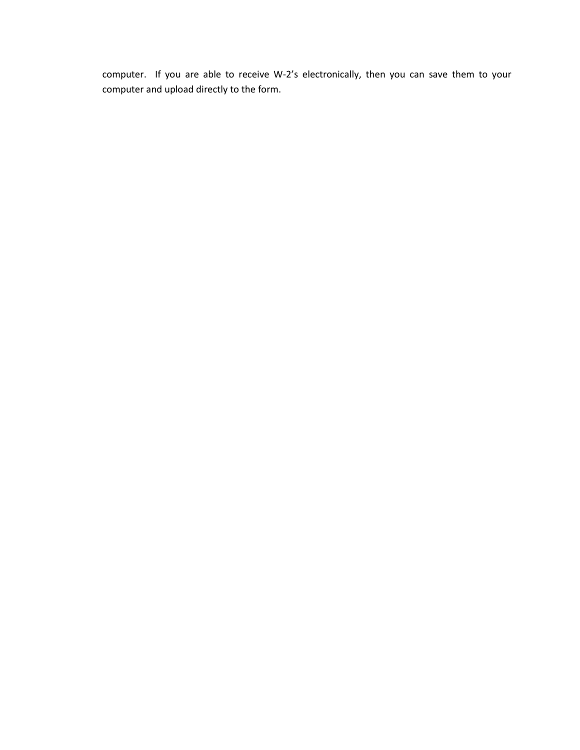computer. If you are able to receive W-2's electronically, then you can save them to your computer and upload directly to the form.